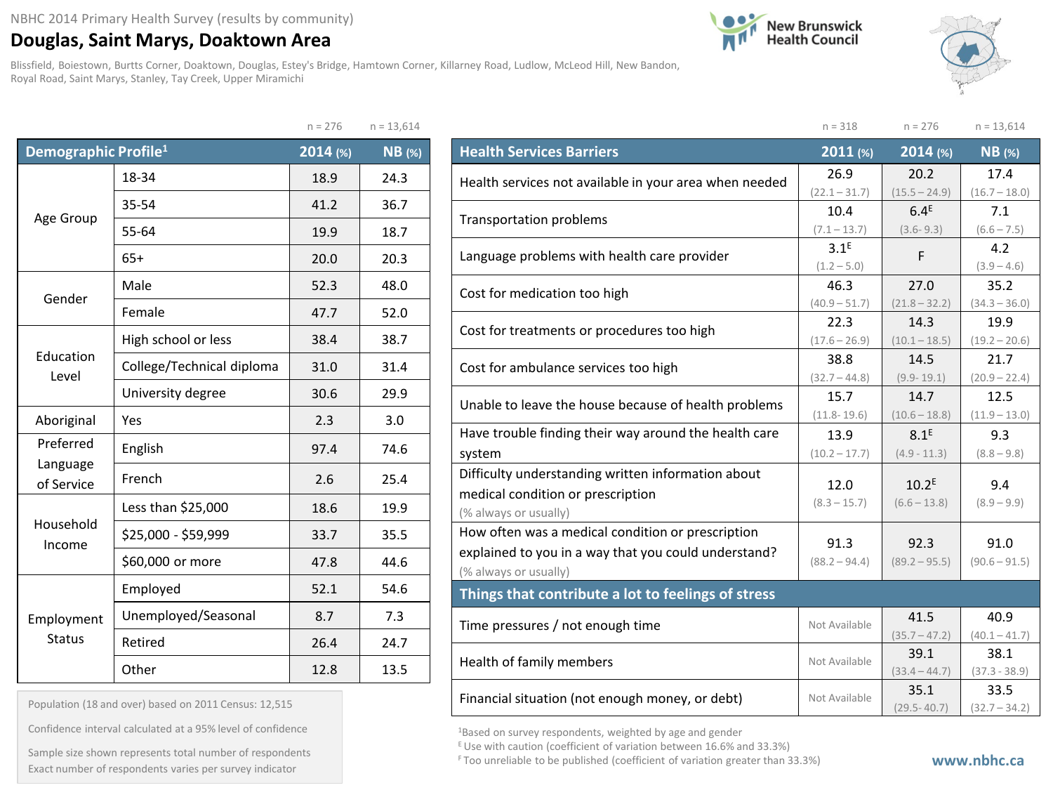NBHC 2014 Primary Health Survey (results by community)

# Douglas, Saint Marys, Doaktown Area

Blissfield, Boiestown, Burtts Corner, Doaktown, Douglas, Estey's Bridge, Hamtown Corner, Killarney Road, Ludlow, McLeod Hill, New Bandon, Royal Road, Saint Marys, Stanley, Tay Creek, Upper Miramichi

New Brunswick Health Council

| Demographic Profile[1] | | 2014 (%) | NB (%) |
|---|---|---|---|
| | | n = 276 | n = 13,614 |
| Age Group | 18-34 | 18.9 | 24.3 |
| | 35-54 | 41.2 | 36.7 |
| | 55-64 | 19.9 | 18.7 |
| | 65+ | 20.0 | 20.3 |
| Gender | Male | 52.3 | 48.0 |
| | Female | 47.7 | 52.0 |
| Education Level | High school or less | 38.4 | 38.7 |
| | College/Technical diploma | 31.0 | 31.4 |
| | University degree | 30.6 | 29.9 |
| Aboriginal | Yes | 2.3 | 3.0 |
| Preferred Language of Service | English | 97.4 | 74.6 |
| | French | 2.6 | 25.4 |
| Household Income | Less than $25,000 | 18.6 | 19.9 |
| | $25,000 - $59,999 | 33.7 | 35.5 |
| | $60,000 or more | 47.8 | 44.6 |
| Employment Status | Employed | 52.1 | 54.6 |
| | Unemployed/Seasonal | 8.7 | 7.3 |
| | Retired | 26.4 | 24.7 |
| | Other | 12.8 | 13.5 |

Population (18 and over) based on 2011 Census: 12,515

Confidence interval calculated at a 95% level of confidence

Sample size shown represents total number of respondents
Exact number of respondents varies per survey indicator

| Health Services Barriers | 2011 (%) | 2014 (%) | NB (%) |
|---|---|---|---|
| | n = 318 | n = 276 | n = 13,614 |
| Health services not available in your area when needed | 26.9 (22.1 – 31.7) | 20.2 (15.5 – 24.9) | 17.4 (16.7 – 18.0) |
| Transportation problems | 10.4 (7.1 – 13.7) | 6.4[E] (3.6- 9.3) | 7.1 (6.6 – 7.5) |
| Language problems with health care provider | 3.1[E] (1.2 – 5.0) | F | 4.2 (3.9 – 4.6) |
| Cost for medication too high | 46.3 (40.9 – 51.7) | 27.0 (21.8 – 32.2) | 35.2 (34.3 – 36.0) |
| Cost for treatments or procedures too high | 22.3 (17.6 – 26.9) | 14.3 (10.1 – 18.5) | 19.9 (19.2 – 20.6) |
| Cost for ambulance services too high | 38.8 (32.7 – 44.8) | 14.5 (9.9- 19.1) | 21.7 (20.9 – 22.4) |
| Unable to leave the house because of health problems | 15.7 (11.8- 19.6) | 14.7 (10.6 – 18.8) | 12.5 (11.9 – 13.0) |
| Have trouble finding their way around the health care system | 13.9 (10.2 – 17.7) | 8.1[E] (4.9 - 11.3) | 9.3 (8.8 – 9.8) |
| Difficulty understanding written information about medical condition or prescription (% always or usually) | 12.0 (8.3 – 15.7) | 10.2[E] (6.6 – 13.8) | 9.4 (8.9 – 9.9) |
| How often was a medical condition or prescription explained to you in a way that you could understand? (% always or usually) | 91.3 (88.2 – 94.4) | 92.3 (89.2 – 95.5) | 91.0 (90.6 – 91.5) |
| **Things that contribute a lot to feelings of stress** | | | |
| Time pressures / not enough time | Not Available | 41.5 (35.7 – 47.2) | 40.9 (40.1 – 41.7) |
| Health of family members | Not Available | 39.1 (33.4 – 44.7) | 38.1 (37.3 - 38.9) |
| Financial situation (not enough money, or debt) | Not Available | 35.1 (29.5- 40.7) | 33.5 (32.7 – 34.2) |

[1]Based on survey respondents, weighted by age and gender
[E] Use with caution (coefficient of variation between 16.6% and 33.3%)
[F] Too unreliable to be published (coefficient of variation greater than 33.3%)

www.nbhc.ca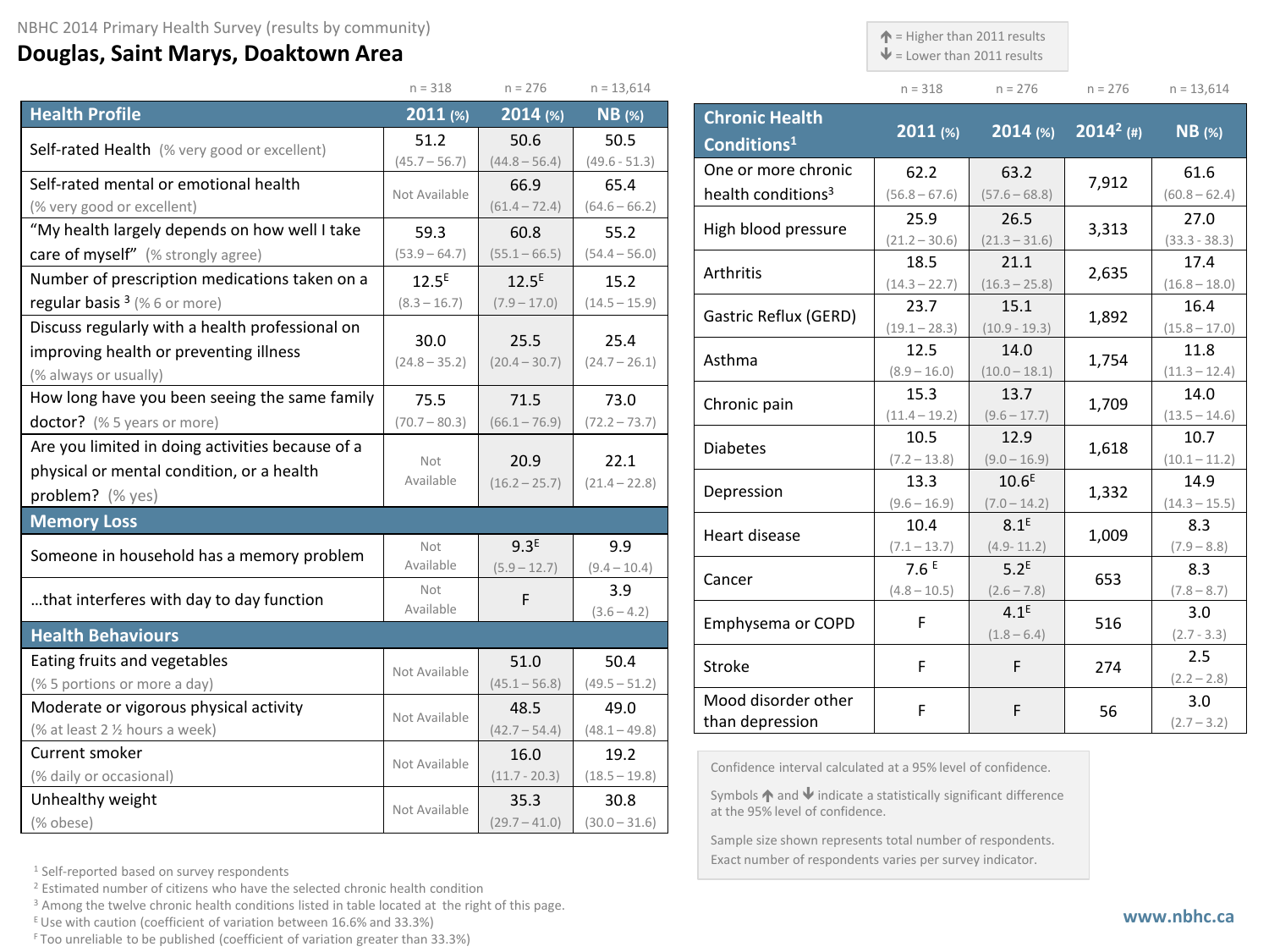NBHC 2014 Primary Health Survey (results by community)

# Douglas, Saint Marys, Doaktown Area

↑ = Higher than 2011 results
↓ = Lower than 2011 results

| Health Profile | 2011 (%) n = 318 | 2014 (%) n = 276 | NB (%) n = 13,614 |
|---|---|---|---|
| Self-rated Health (% very good or excellent) | 51.2 (45.7 – 56.7) | 50.6 (44.8 – 56.4) | 50.5 (49.6 - 51.3) |
| Self-rated mental or emotional health (% very good or excellent) | Not Available | 66.9 (61.4 – 72.4) | 65.4 (64.6 – 66.2) |
| "My health largely depends on how well I take care of myself" (% strongly agree) | 59.3 (53.9 – 64.7) | 60.8 (55.1 – 66.5) | 55.2 (54.4 – 56.0) |
| Number of prescription medications taken on a regular basis [3] (% 6 or more) | 12.5[E] (8.3 – 16.7) | 12.5[E] (7.9 – 17.0) | 15.2 (14.5 – 15.9) |
| Discuss regularly with a health professional on improving health or preventing illness (% always or usually) | 30.0 (24.8 – 35.2) | 25.5 (20.4 – 30.7) | 25.4 (24.7 – 26.1) |
| How long have you been seeing the same family doctor? (% 5 years or more) | 75.5 (70.7 – 80.3) | 71.5 (66.1 – 76.9) | 73.0 (72.2 – 73.7) |
| Are you limited in doing activities because of a physical or mental condition, or a health problem? (% yes) | Not Available | 20.9 (16.2 – 25.7) | 22.1 (21.4 – 22.8) |
| **Memory Loss** | | | |
| Someone in household has a memory problem | Not Available | 9.3[E] (5.9 – 12.7) | 9.9 (9.4 – 10.4) |
| …that interferes with day to day function | Not Available | F | 3.9 (3.6 – 4.2) |
| **Health Behaviours** | | | |
| Eating fruits and vegetables (% 5 portions or more a day) | Not Available | 51.0 (45.1 – 56.8) | 50.4 (49.5 – 51.2) |
| Moderate or vigorous physical activity (% at least 2 ½ hours a week) | Not Available | 48.5 (42.7 – 54.4) | 49.0 (48.1 – 49.8) |
| Current smoker (% daily or occasional) | Not Available | 16.0 (11.7 - 20.3) | 19.2 (18.5 – 19.8) |
| Unhealthy weight (% obese) | Not Available | 35.3 (29.7 – 41.0) | 30.8 (30.0 – 31.6) |

| Chronic Health Conditions[1] | 2011 (%) n = 318 | 2014 (%) n = 276 | 2014[2] (#) n = 276 | NB (%) n = 13,614 |
|---|---|---|---|---|
| One or more chronic health conditions[3] | 62.2 (56.8 – 67.6) | 63.2 (57.6 – 68.8) | 7,912 | 61.6 (60.8 – 62.4) |
| High blood pressure | 25.9 (21.2 – 30.6) | 26.5 (21.3 – 31.6) | 3,313 | 27.0 (33.3 - 38.3) |
| Arthritis | 18.5 (14.3 – 22.7) | 21.1 (16.3 – 25.8) | 2,635 | 17.4 (16.8 – 18.0) |
| Gastric Reflux (GERD) | 23.7 (19.1 – 28.3) | 15.1 (10.9 - 19.3) | 1,892 | 16.4 (15.8 – 17.0) |
| Asthma | 12.5 (8.9 – 16.0) | 14.0 (10.0 – 18.1) | 1,754 | 11.8 (11.3 – 12.4) |
| Chronic pain | 15.3 (11.4 – 19.2) | 13.7 (9.6 – 17.7) | 1,709 | 14.0 (13.5 – 14.6) |
| Diabetes | 10.5 (7.2 – 13.8) | 12.9 (9.0 – 16.9) | 1,618 | 10.7 (10.1 – 11.2) |
| Depression | 13.3 (9.6 – 16.9) | 10.6[E] (7.0 – 14.2) | 1,332 | 14.9 (14.3 – 15.5) |
| Heart disease | 10.4 (7.1 – 13.7) | 8.1[E] (4.9- 11.2) | 1,009 | 8.3 (7.9 – 8.8) |
| Cancer | 7.6[E] (4.8 – 10.5) | 5.2[E] (2.6 – 7.8) | 653 | 8.3 (7.8 – 8.7) |
| Emphysema or COPD | F | 4.1[E] (1.8 – 6.4) | 516 | 3.0 (2.7 - 3.3) |
| Stroke | F | F | 274 | 2.5 (2.2 – 2.8) |
| Mood disorder other than depression | F | F | 56 | 3.0 (2.7 – 3.2) |

Confidence interval calculated at a 95% level of confidence.

Symbols ↑ and ↓ indicate a statistically significant difference at the 95% level of confidence.

Sample size shown represents total number of respondents. Exact number of respondents varies per survey indicator.

[1] Self-reported based on survey respondents
[2] Estimated number of citizens who have the selected chronic health condition
[3] Among the twelve chronic health conditions listed in table located at the right of this page.
[E] Use with caution (coefficient of variation between 16.6% and 33.3%)
[F] Too unreliable to be published (coefficient of variation greater than 33.3%)

www.nbhc.ca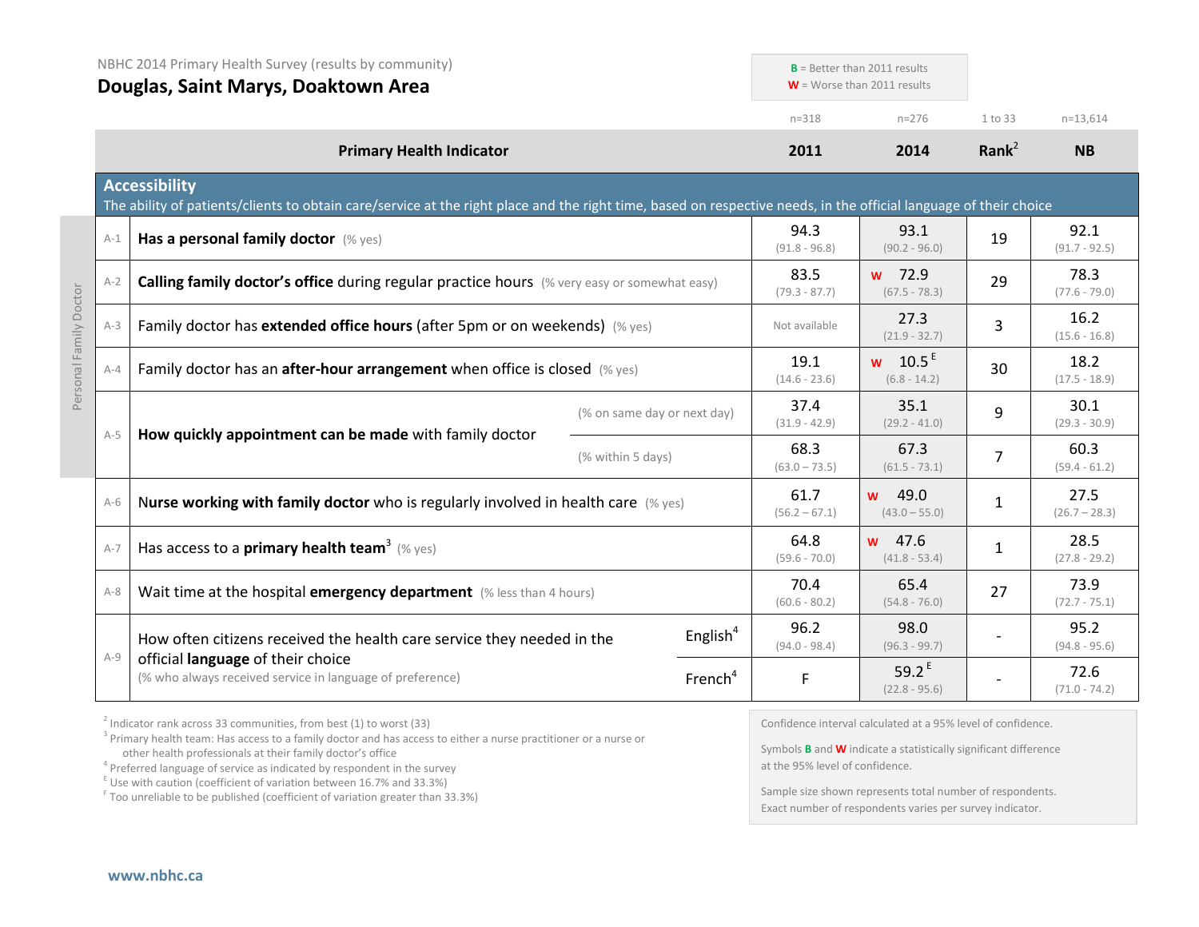NBHC 2014 Primary Health Survey (results by community)

# Douglas, Saint Marys, Doaktown Area

**B** = Better than 2011 results
**W** = Worse than 2011 results

| | Primary Health Indicator | | 2011 (n=318) | 2014 (n=276) | Rank[2] (1 to 33) | NB (n=13,614) |
|---|---|---|---|---|---|---|
| | **Accessibility** — The ability of patients/clients to obtain care/service at the right place and the right time, based on respective needs, in the official language of their choice | | | | | |
| A-1 | **Has a personal family doctor** (% yes) | | 94.3 (91.8 - 96.8) | 93.1 (90.2 - 96.0) | 19 | 92.1 (91.7 - 92.5) |
| A-2 | **Calling family doctor's office** during regular practice hours (% very easy or somewhat easy) | | 83.5 (79.3 - 87.7) | W 72.9 (67.5 - 78.3) | 29 | 78.3 (77.6 - 79.0) |
| A-3 | Family doctor has **extended office hours** (after 5pm or on weekends) (% yes) | | Not available | 27.3 (21.9 - 32.7) | 3 | 16.2 (15.6 - 16.8) |
| A-4 | Family doctor has an **after-hour arrangement** when office is closed (% yes) | | 19.1 (14.6 - 23.6) | W 10.5 E (6.8 - 14.2) | 30 | 18.2 (17.5 - 18.9) |
| A-5 | **How quickly appointment can be made** with family doctor | (% on same day or next day) | 37.4 (31.9 - 42.9) | 35.1 (29.2 - 41.0) | 9 | 30.1 (29.3 - 30.9) |
| | | (% within 5 days) | 68.3 (63.0 – 73.5) | 67.3 (61.5 - 73.1) | 7 | 60.3 (59.4 - 61.2) |
| A-6 | **Nurse working with family doctor** who is regularly involved in health care (% yes) | | 61.7 (56.2 – 67.1) | W 49.0 (43.0 – 55.0) | 1 | 27.5 (26.7 – 28.3) |
| A-7 | Has access to a **primary health team**[3] (% yes) | | 64.8 (59.6 - 70.0) | W 47.6 (41.8 - 53.4) | 1 | 28.5 (27.8 - 29.2) |
| A-8 | Wait time at the hospital **emergency department** (% less than 4 hours) | | 70.4 (60.6 - 80.2) | 65.4 (54.8 - 76.0) | 27 | 73.9 (72.7 - 75.1) |
| A-9 | How often citizens received the health care service they needed in the official **language** of their choice (% who always received service in language of preference) | English[4] | 96.2 (94.0 - 98.4) | 98.0 (96.3 - 99.7) | - | 95.2 (94.8 - 95.6) |
| | | French[4] | F | 59.2 E (22.8 - 95.6) | - | 72.6 (71.0 - 74.2) |

Personal Family Doctor (A-1 to A-7)

[2] Indicator rank across 33 communities, from best (1) to worst (33)
[3] Primary health team: Has access to a family doctor and has access to either a nurse practitioner or a nurse or other health professionals at their family doctor's office
[4] Preferred language of service as indicated by respondent in the survey
[E] Use with caution (coefficient of variation between 16.7% and 33.3%)
[F] Too unreliable to be published (coefficient of variation greater than 33.3%)

Confidence interval calculated at a 95% level of confidence.

Symbols **B** and **W** indicate a statistically significant difference at the 95% level of confidence.

Sample size shown represents total number of respondents. Exact number of respondents varies per survey indicator.

www.nbhc.ca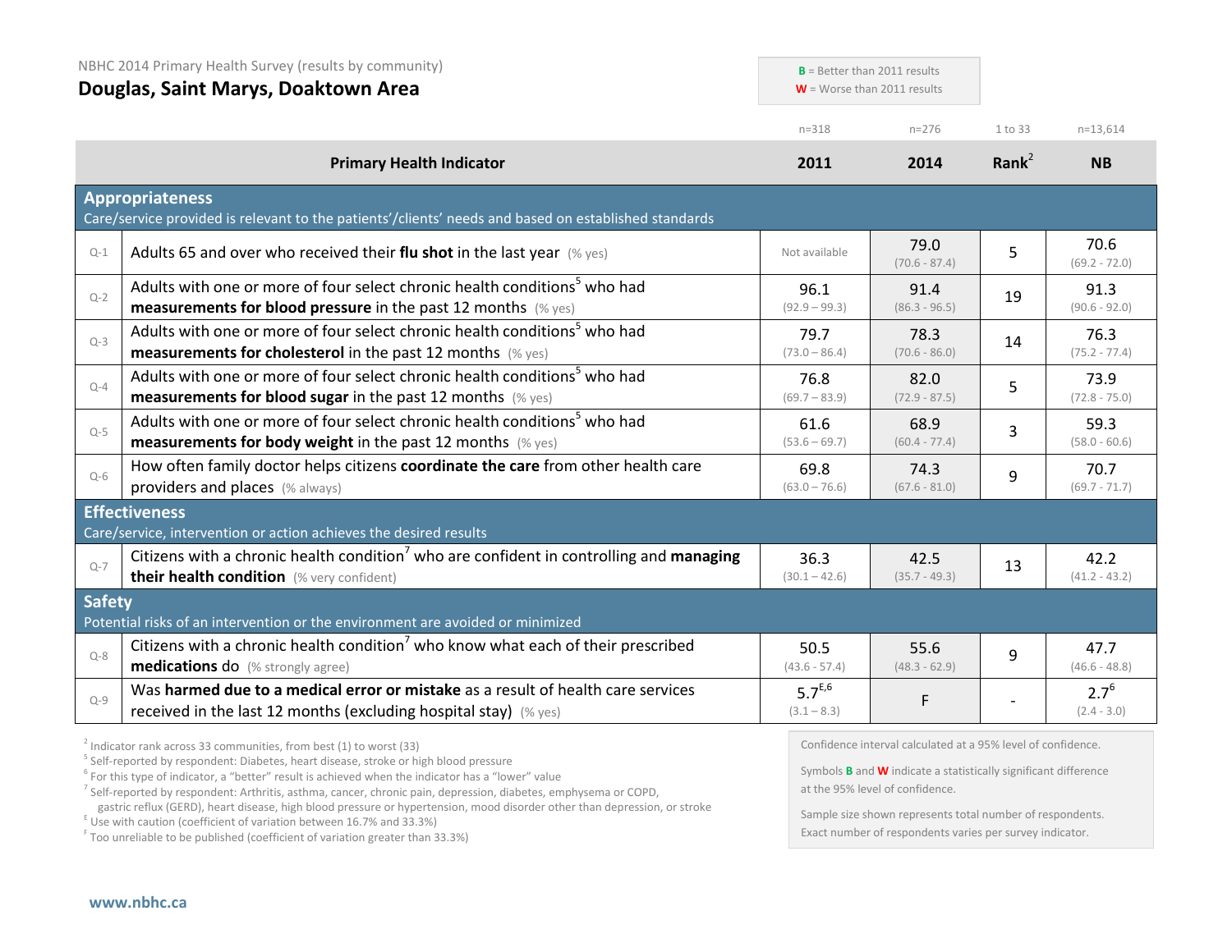NBHC 2014 Primary Health Survey (results by community)

# Douglas, Saint Marys, Doaktown Area

**B** = Better than 2011 results
**W** = Worse than 2011 results

| | Primary Health Indicator | 2011 (n=318) | 2014 (n=276) | Rank[2] (1 to 33) | NB (n=13,614) |
|---|---|---|---|---|---|
| | **Appropriateness** Care/service provided is relevant to the patients'/clients' needs and based on established standards | | | | |
| Q-1 | Adults 65 and over who received their **flu shot** in the last year (% yes) | Not available | 79.0 (70.6 - 87.4) | 5 | 70.6 (69.2 - 72.0) |
| Q-2 | Adults with one or more of four select chronic health conditions[5] who had **measurements for blood pressure** in the past 12 months (% yes) | 96.1 (92.9 – 99.3) | 91.4 (86.3 - 96.5) | 19 | 91.3 (90.6 - 92.0) |
| Q-3 | Adults with one or more of four select chronic health conditions[5] who had **measurements for cholesterol** in the past 12 months (% yes) | 79.7 (73.0 – 86.4) | 78.3 (70.6 - 86.0) | 14 | 76.3 (75.2 - 77.4) |
| Q-4 | Adults with one or more of four select chronic health conditions[5] who had **measurements for blood sugar** in the past 12 months (% yes) | 76.8 (69.7 – 83.9) | 82.0 (72.9 - 87.5) | 5 | 73.9 (72.8 - 75.0) |
| Q-5 | Adults with one or more of four select chronic health conditions[5] who had **measurements for body weight** in the past 12 months (% yes) | 61.6 (53.6 – 69.7) | 68.9 (60.4 - 77.4) | 3 | 59.3 (58.0 - 60.6) |
| Q-6 | How often family doctor helps citizens **coordinate the care** from other health care providers and places (% always) | 69.8 (63.0 – 76.6) | 74.3 (67.6 - 81.0) | 9 | 70.7 (69.7 - 71.7) |
| | **Effectiveness** Care/service, intervention or action achieves the desired results | | | | |
| Q-7 | Citizens with a chronic health condition[7] who are confident in controlling and **managing their health condition** (% very confident) | 36.3 (30.1 – 42.6) | 42.5 (35.7 - 49.3) | 13 | 42.2 (41.2 - 43.2) |
| | **Safety** Potential risks of an intervention or the environment are avoided or minimized | | | | |
| Q-8 | Citizens with a chronic health condition[7] who know what each of their prescribed **medications** do (% strongly agree) | 50.5 (43.6 - 57.4) | 55.6 (48.3 - 62.9) | 9 | 47.7 (46.6 - 48.8) |
| Q-9 | Was **harmed due to a medical error or mistake** as a result of health care services received in the last 12 months (excluding hospital stay) (% yes) | 5.7[E,6] (3.1 – 8.3) | F | - | 2.7[6] (2.4 - 3.0) |

[2] Indicator rank across 33 communities, from best (1) to worst (33)
[5] Self-reported by respondent: Diabetes, heart disease, stroke or high blood pressure
[6] For this type of indicator, a "better" result is achieved when the indicator has a "lower" value
[7] Self-reported by respondent: Arthritis, asthma, cancer, chronic pain, depression, diabetes, emphysema or COPD, gastric reflux (GERD), heart disease, high blood pressure or hypertension, mood disorder other than depression, or stroke
[E] Use with caution (coefficient of variation between 16.7% and 33.3%)
[F] Too unreliable to be published (coefficient of variation greater than 33.3%)

Confidence interval calculated at a 95% level of confidence.

Symbols **B** and **W** indicate a statistically significant difference at the 95% level of confidence.

Sample size shown represents total number of respondents. Exact number of respondents varies per survey indicator.

www.nbhc.ca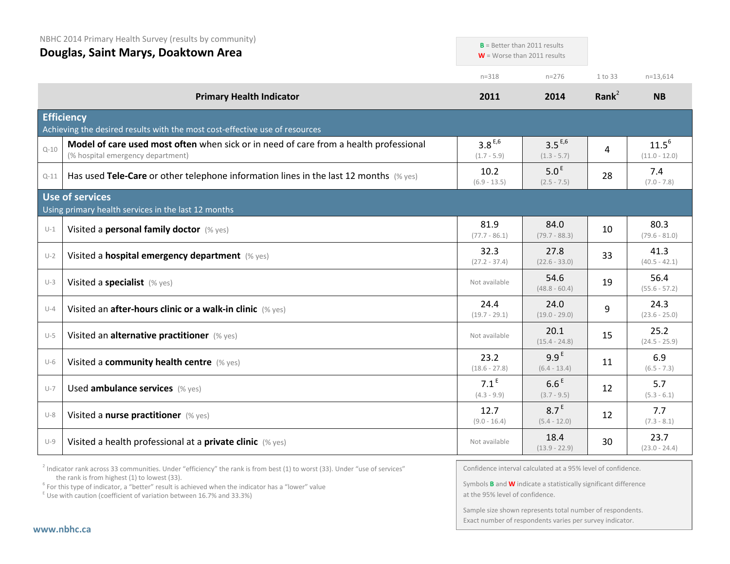NBHC 2014 Primary Health Survey (results by community)

# Douglas, Saint Marys, Doaktown Area

**B** = Better than 2011 results
**W** = Worse than 2011 results

| | Primary Health Indicator | 2011 (n=318) | 2014 (n=276) | Rank[2] (1 to 33) | NB (n=13,614) |
|---|---|---|---|---|---|
| | **Efficiency** – Achieving the desired results with the most cost-effective use of resources | | | | |
| Q-10 | **Model of care used most often** when sick or in need of care from a health professional (% hospital emergency department) | 3.8 [E,6] (1.7 - 5.9) | 3.5 [E,6] (1.3 - 5.7) | 4 | 11.5 [6] (11.0 - 12.0) |
| Q-11 | Has used **Tele-Care** or other telephone information lines in the last 12 months (% yes) | 10.2 (6.9 - 13.5) | 5.0 [E] (2.5 - 7.5) | 28 | 7.4 (7.0 - 7.8) |
| | **Use of services** – Using primary health services in the last 12 months | | | | |
| U-1 | Visited a **personal family doctor** (% yes) | 81.9 (77.7 - 86.1) | 84.0 (79.7 - 88.3) | 10 | 80.3 (79.6 - 81.0) |
| U-2 | Visited a **hospital emergency department** (% yes) | 32.3 (27.2 - 37.4) | 27.8 (22.6 - 33.0) | 33 | 41.3 (40.5 - 42.1) |
| U-3 | Visited a **specialist** (% yes) | Not available | 54.6 (48.8 - 60.4) | 19 | 56.4 (55.6 - 57.2) |
| U-4 | Visited an **after-hours clinic or a walk-in clinic** (% yes) | 24.4 (19.7 - 29.1) | 24.0 (19.0 - 29.0) | 9 | 24.3 (23.6 - 25.0) |
| U-5 | Visited an **alternative practitioner** (% yes) | Not available | 20.1 (15.4 - 24.8) | 15 | 25.2 (24.5 - 25.9) |
| U-6 | Visited a **community health centre** (% yes) | 23.2 (18.6 - 27.8) | 9.9 [E] (6.4 - 13.4) | 11 | 6.9 (6.5 - 7.3) |
| U-7 | Used **ambulance services** (% yes) | 7.1 [E] (4.3 - 9.9) | 6.6 [E] (3.7 - 9.5) | 12 | 5.7 (5.3 - 6.1) |
| U-8 | Visited a **nurse practitioner** (% yes) | 12.7 (9.0 - 16.4) | 8.7 [E] (5.4 - 12.0) | 12 | 7.7 (7.3 - 8.1) |
| U-9 | Visited a health professional at a **private clinic** (% yes) | Not available | 18.4 (13.9 - 22.9) | 30 | 23.7 (23.0 - 24.4) |

[2] Indicator rank across 33 communities. Under "efficiency" the rank is from best (1) to worst (33). Under "use of services" the rank is from highest (1) to lowest (33).
[6] For this type of indicator, a "better" result is achieved when the indicator has a "lower" value
[E] Use with caution (coefficient of variation between 16.7% and 33.3%)

Confidence interval calculated at a 95% level of confidence.

Symbols **B** and **W** indicate a statistically significant difference at the 95% level of confidence.

Sample size shown represents total number of respondents. Exact number of respondents varies per survey indicator.

www.nbhc.ca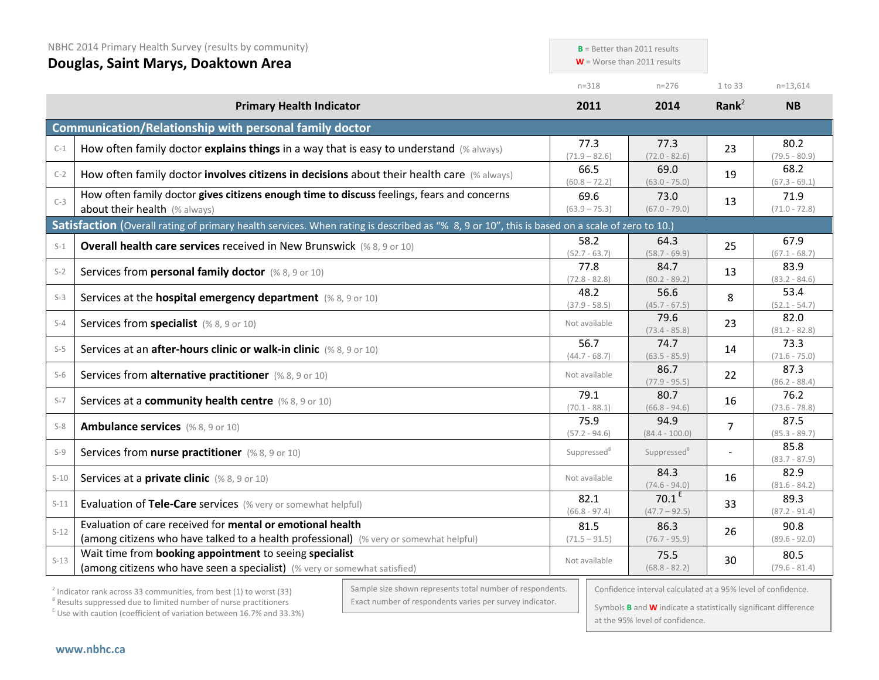NBHC 2014 Primary Health Survey (results by community)

# Douglas, Saint Marys, Doaktown Area

**B** = Better than 2011 results
**W** = Worse than 2011 results

| | Primary Health Indicator | 2011 (n=318) | 2014 (n=276) | Rank[2] (1 to 33) | NB (n=13,614) |
|---|---|---|---|---|---|
| | **Communication/Relationship with personal family doctor** | | | | |
| C-1 | How often family doctor **explains things** in a way that is easy to understand (% always) | 77.3 (71.9 – 82.6) | 77.3 (72.0 - 82.6) | 23 | 80.2 (79.5 - 80.9) |
| C-2 | How often family doctor **involves citizens in decisions** about their health care (% always) | 66.5 (60.8 – 72.2) | 69.0 (63.0 - 75.0) | 19 | 68.2 (67.3 - 69.1) |
| C-3 | How often family doctor **gives citizens enough time to discuss** feelings, fears and concerns about their health (% always) | 69.6 (63.9 – 75.3) | 73.0 (67.0 - 79.0) | 13 | 71.9 (71.0 - 72.8) |
| | **Satisfaction** (Overall rating of primary health services. When rating is described as "% 8, 9 or 10", this is based on a scale of zero to 10.) | | | | |
| S-1 | **Overall health care services** received in New Brunswick (% 8, 9 or 10) | 58.2 (52.7 - 63.7) | 64.3 (58.7 - 69.9) | 25 | 67.9 (67.1 - 68.7) |
| S-2 | Services from **personal family doctor** (% 8, 9 or 10) | 77.8 (72.8 - 82.8) | 84.7 (80.2 - 89.2) | 13 | 83.9 (83.2 - 84.6) |
| S-3 | Services at the **hospital emergency department** (% 8, 9 or 10) | 48.2 (37.9 - 58.5) | 56.6 (45.7 - 67.5) | 8 | 53.4 (52.1 - 54.7) |
| S-4 | Services from **specialist** (% 8, 9 or 10) | Not available | 79.6 (73.4 - 85.8) | 23 | 82.0 (81.2 - 82.8) |
| S-5 | Services at an **after-hours clinic or walk-in clinic** (% 8, 9 or 10) | 56.7 (44.7 - 68.7) | 74.7 (63.5 - 85.9) | 14 | 73.3 (71.6 - 75.0) |
| S-6 | Services from **alternative practitioner** (% 8, 9 or 10) | Not available | 86.7 (77.9 - 95.5) | 22 | 87.3 (86.2 - 88.4) |
| S-7 | Services at a **community health centre** (% 8, 9 or 10) | 79.1 (70.1 - 88.1) | 80.7 (66.8 - 94.6) | 16 | 76.2 (73.6 - 78.8) |
| S-8 | **Ambulance services** (% 8, 9 or 10) | 75.9 (57.2 - 94.6) | 94.9 (84.4 - 100.0) | 7 | 87.5 (85.3 - 89.7) |
| S-9 | Services from **nurse practitioner** (% 8, 9 or 10) | Suppressed[8] | Suppressed[8] | - | 85.8 (83.7 - 87.9) |
| S-10 | Services at a **private clinic** (% 8, 9 or 10) | Not available | 84.3 (74.6 - 94.0) | 16 | 82.9 (81.6 - 84.2) |
| S-11 | Evaluation of **Tele-Care** services (% very or somewhat helpful) | 82.1 (66.8 - 97.4) | 70.1[E] (47.7 – 92.5) | 33 | 89.3 (87.2 - 91.4) |
| S-12 | Evaluation of care received for **mental or emotional health** (among citizens who have talked to a health professional) (% very or somewhat helpful) | 81.5 (71.5 – 91.5) | 86.3 (76.7 - 95.9) | 26 | 90.8 (89.6 - 92.0) |
| S-13 | Wait time from **booking appointment** to seeing **specialist** (among citizens who have seen a specialist) (% very or somewhat satisfied) | Not available | 75.5 (68.8 - 82.2) | 30 | 80.5 (79.6 - 81.4) |

[2] Indicator rank across 33 communities, from best (1) to worst (33)
[8] Results suppressed due to limited number of nurse practitioners
[E] Use with caution (coefficient of variation between 16.7% and 33.3%)

Sample size shown represents total number of respondents. Exact number of respondents varies per survey indicator.

Confidence interval calculated at a 95% level of confidence.

Symbols **B** and **W** indicate a statistically significant difference at the 95% level of confidence.

www.nbhc.ca